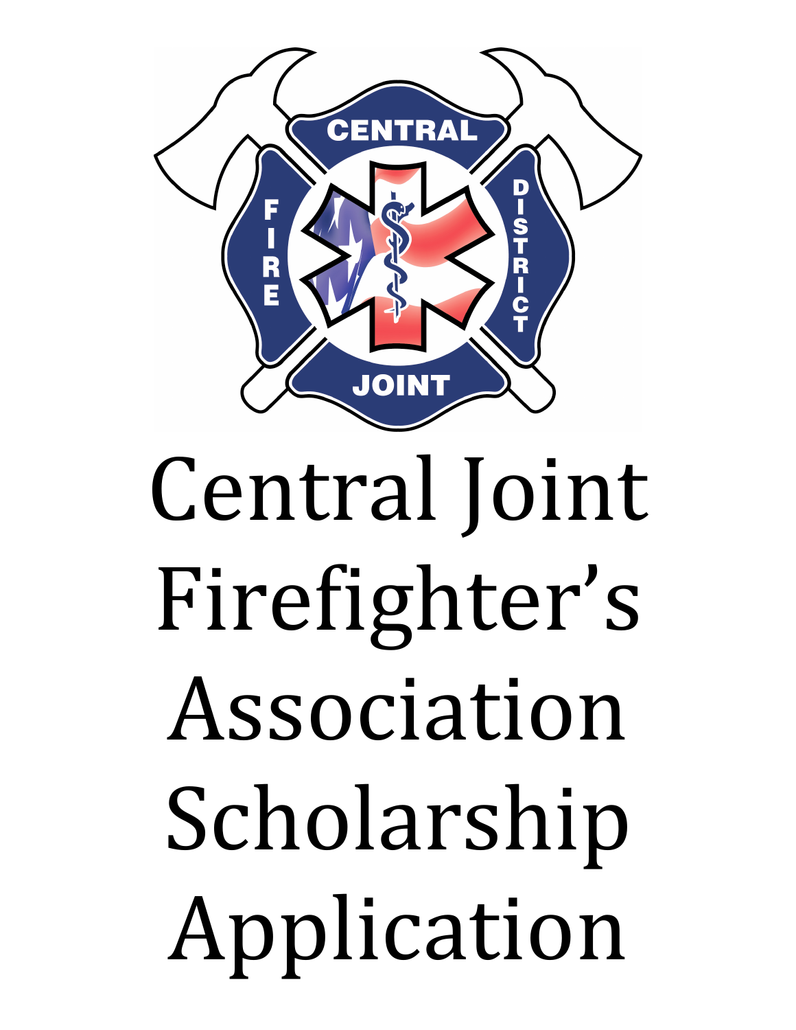# Central Joint Firefighter's Association Scholarship Application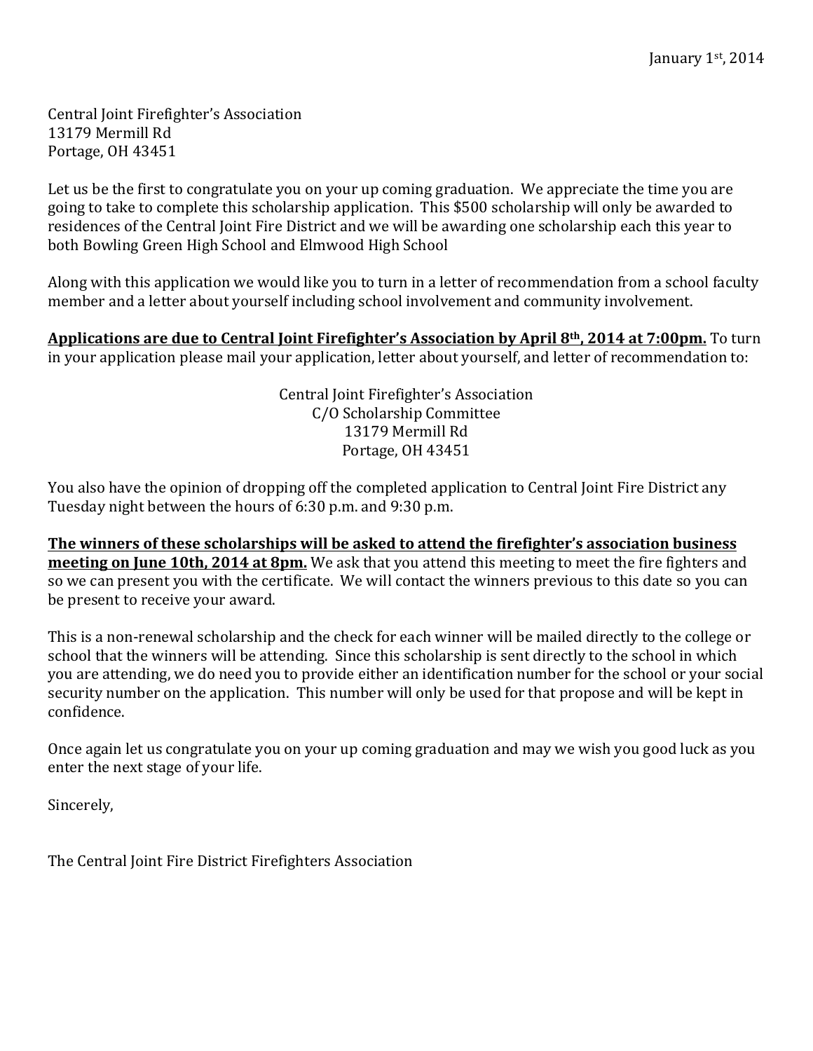January 1st, 2014

Central Joint Firefighter's Association
13179 Mermill Rd
Portage, OH 43451

Let us be the first to congratulate you on your up coming graduation. We appreciate the time you are going to take to complete this scholarship application. This $500 scholarship will only be awarded to residences of the Central Joint Fire District and we will be awarding one scholarship each this year to both Bowling Green High School and Elmwood High School

Along with this application we would like you to turn in a letter of recommendation from a school faculty member and a letter about yourself including school involvement and community involvement.

**Applications are due to Central Joint Firefighter's Association by April 8th, 2014 at 7:00pm.** To turn in your application please mail your application, letter about yourself, and letter of recommendation to:

Central Joint Firefighter's Association
C/O Scholarship Committee
13179 Mermill Rd
Portage, OH 43451

You also have the opinion of dropping off the completed application to Central Joint Fire District any Tuesday night between the hours of 6:30 p.m. and 9:30 p.m.

**The winners of these scholarships will be asked to attend the firefighter's association business meeting on June 10th, 2014 at 8pm.** We ask that you attend this meeting to meet the fire fighters and so we can present you with the certificate. We will contact the winners previous to this date so you can be present to receive your award.

This is a non-renewal scholarship and the check for each winner will be mailed directly to the college or school that the winners will be attending. Since this scholarship is sent directly to the school in which you are attending, we do need you to provide either an identification number for the school or your social security number on the application. This number will only be used for that propose and will be kept in confidence.

Once again let us congratulate you on your up coming graduation and may we wish you good luck as you enter the next stage of your life.

Sincerely,

The Central Joint Fire District Firefighters Association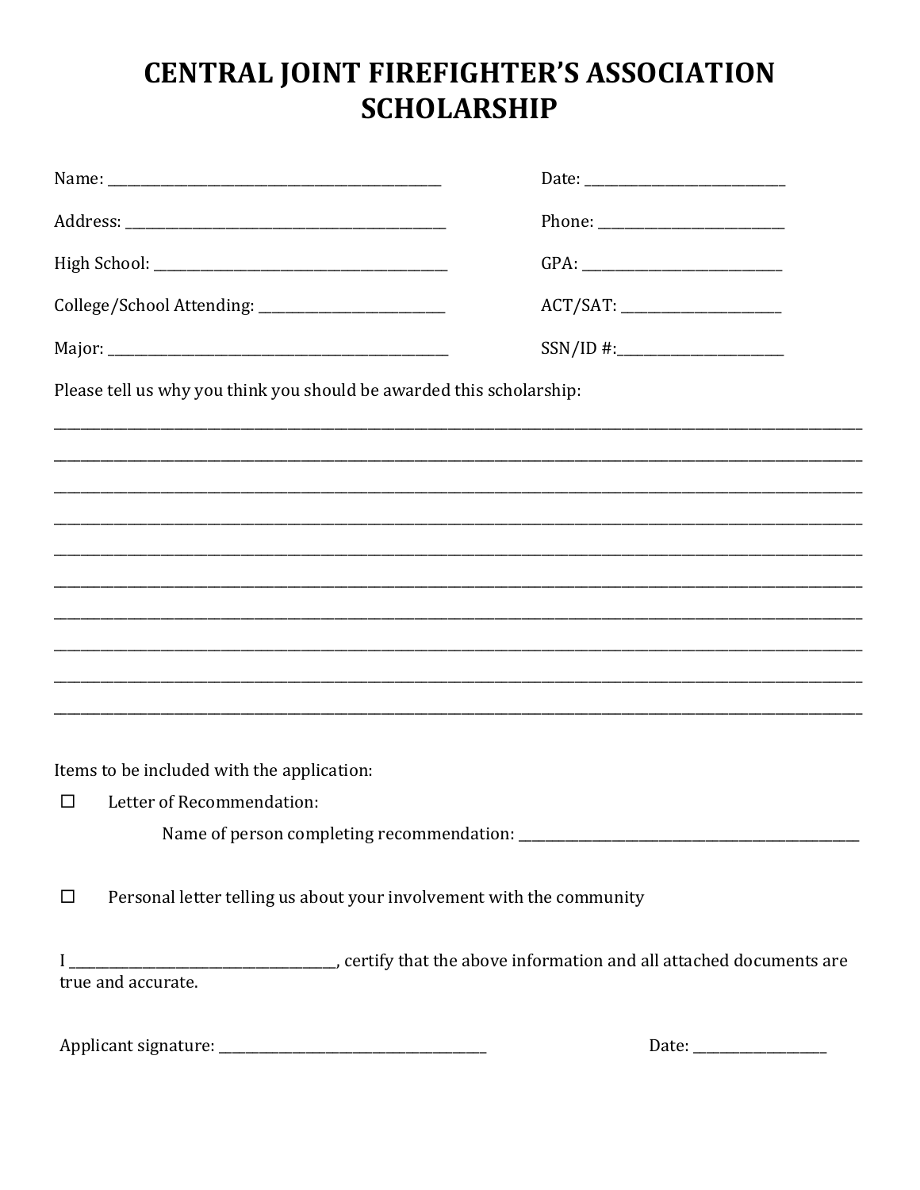# CENTRAL JOINT FIREFIGHTER'S ASSOCIATION SCHOLARSHIP

Name: ________________________________________ Date: __________________________

Address: ______________________________________ Phone: ________________________

High School: ___________________________________ GPA: __________________________

College/School Attending: _________________________ ACT/SAT: ______________________

Major: _________________________________________ SSN/ID #:_______________________

Please tell us why you think you should be awarded this scholarship:

______________________________________________________________________________

______________________________________________________________________________

______________________________________________________________________________

______________________________________________________________________________

______________________________________________________________________________

______________________________________________________________________________

______________________________________________________________________________

______________________________________________________________________________

______________________________________________________________________________

______________________________________________________________________________

Items to be included with the application:

☐ Letter of Recommendation:

Name of person completing recommendation: ___________________________________________

☐ Personal letter telling us about your involvement with the community

I ______________________________, certify that the above information and all attached documents are true and accurate.

Applicant signature: ___________________________________ Date: _________________